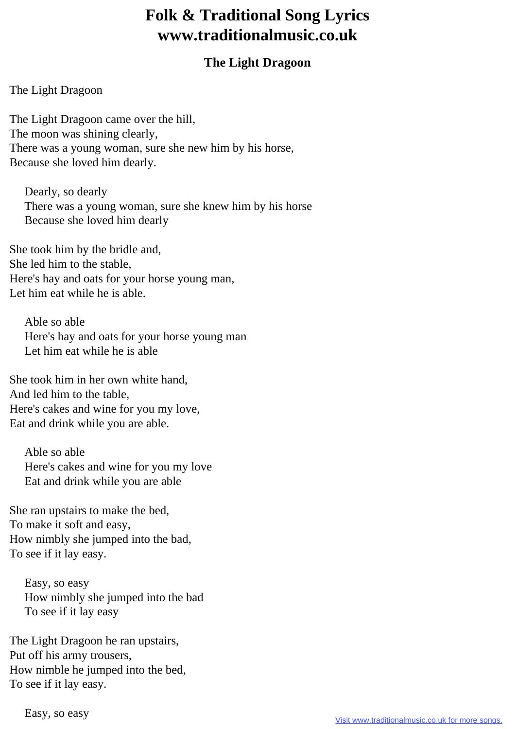# Folk & Traditional Song Lyrics
# www.traditionalmusic.co.uk

### The Light Dragoon

The Light Dragoon

The Light Dragoon came over the hill,  
The moon was shining clearly,  
There was a young woman, sure she new him by his horse,  
Because she loved him dearly.

    Dearly, so dearly  
    There was a young woman, sure she knew him by his horse  
    Because she loved him dearly

She took him by the bridle and,  
She led him to the stable,  
Here's hay and oats for your horse young man,  
Let him eat while he is able.

    Able so able  
    Here's hay and oats for your horse young man  
    Let him eat while he is able

She took him in her own white hand,  
And led him to the table,  
Here's cakes and wine for you my love,  
Eat and drink while you are able.

    Able so able  
    Here's cakes and wine for you my love  
    Eat and drink while you are able

She ran upstairs to make the bed,  
To make it soft and easy,  
How nimbly she jumped into the bad,  
To see if it lay easy.

    Easy, so easy  
    How nimbly she jumped into the bad  
    To see if it lay easy

The Light Dragoon he ran upstairs,  
Put off his army trousers,  
How nimble he jumped into the bed,  
To see if it lay easy.

    Easy, so easy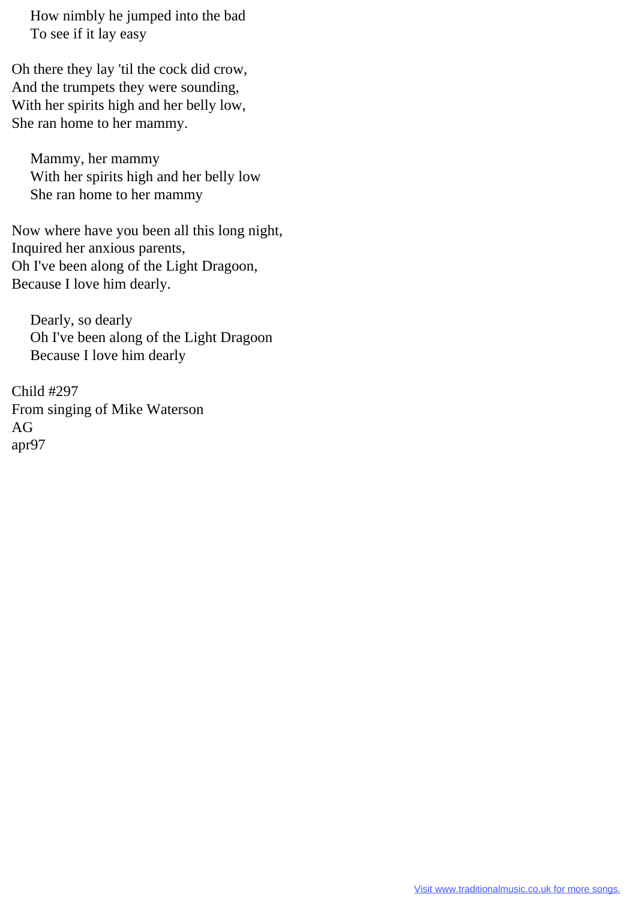How nimbly he jumped into the bad
To see if it lay easy

Oh there they lay 'til the cock did crow,
And the trumpets they were sounding,
With her spirits high and her belly low,
She ran home to her mammy.

Mammy, her mammy
With her spirits high and her belly low
She ran home to her mammy

Now where have you been all this long night,
Inquired her anxious parents,
Oh I've been along of the Light Dragoon,
Because I love him dearly.

Dearly, so dearly
Oh I've been along of the Light Dragoon
Because I love him dearly

Child #297
From singing of Mike Waterson
AG
apr97